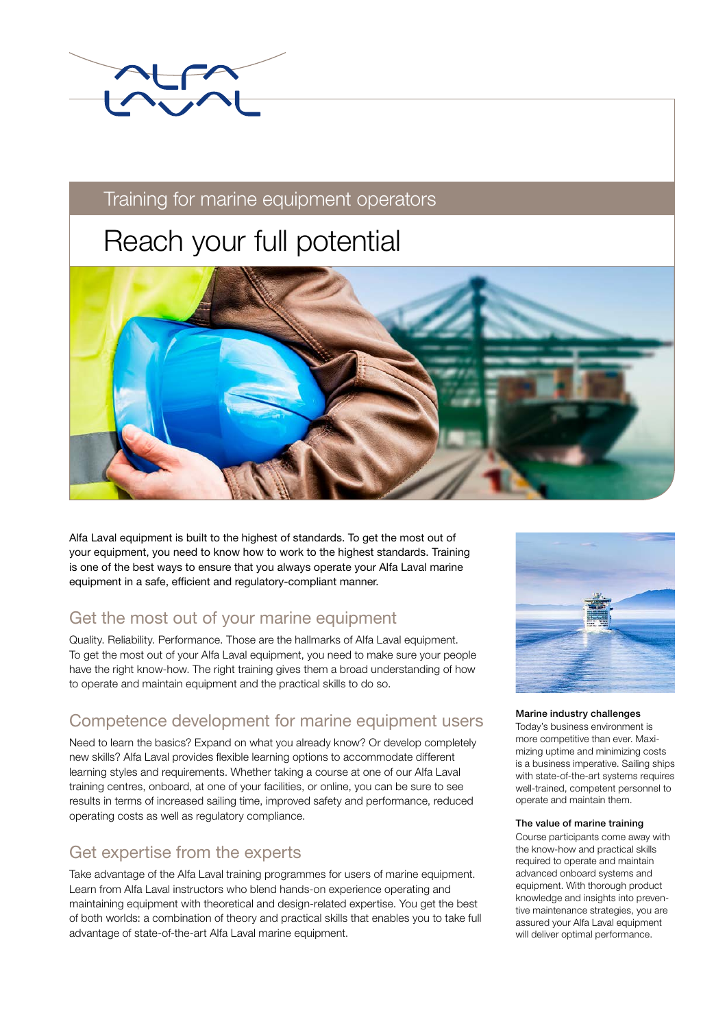Training for marine equipment operators

# Reach your full potential

Alfa Laval equipment is built to the highest of standards. To get the most out of your equipment, you need to know how to work to the highest standards. Training is one of the best ways to ensure that you always operate your Alfa Laval marine equipment in a safe, efficient and regulatory-compliant manner.

## Get the most out of your marine equipment

Quality. Reliability. Performance. Those are the hallmarks of Alfa Laval equipment. To get the most out of your Alfa Laval equipment, you need to make sure your people have the right know-how. The right training gives them a broad understanding of how to operate and maintain equipment and the practical skills to do so.

## Competence development for marine equipment users

Need to learn the basics? Expand on what you already know? Or develop completely new skills? Alfa Laval provides flexible learning options to accommodate different learning styles and requirements. Whether taking a course at one of our Alfa Laval training centres, onboard, at one of your facilities, or online, you can be sure to see results in terms of increased sailing time, improved safety and performance, reduced operating costs as well as regulatory compliance.

## Get expertise from the experts

Take advantage of the Alfa Laval training programmes for users of marine equipment. Learn from Alfa Laval instructors who blend hands-on experience operating and maintaining equipment with theoretical and design-related expertise. You get the best of both worlds: a combination of theory and practical skills that enables you to take full advantage of state-of-the-art Alfa Laval marine equipment.

**Marine industry challenges**

Today's business environment is more competitive than ever. Maximizing uptime and minimizing costs is a business imperative. Sailing ships with state-of-the-art systems requires well-trained, competent personnel to operate and maintain them.

**The value of marine training**

Course participants come away with the know-how and practical skills required to operate and maintain advanced onboard systems and equipment. With thorough product knowledge and insights into preventive maintenance strategies, you are assured your Alfa Laval equipment will deliver optimal performance.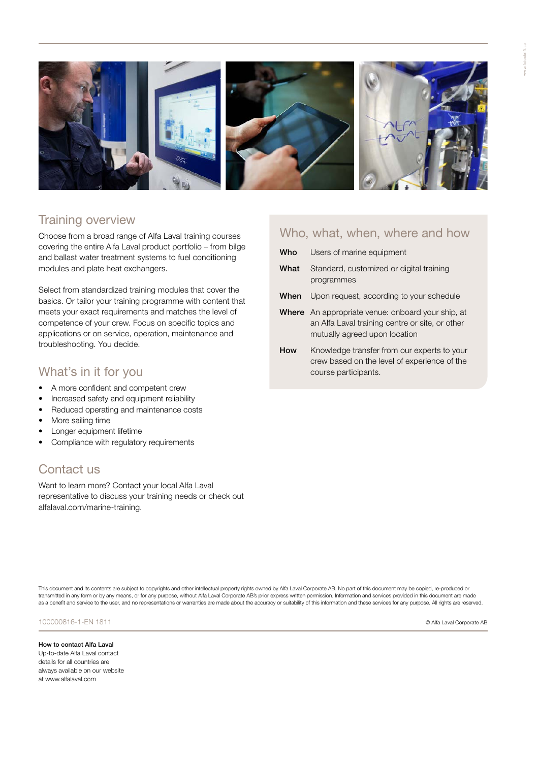## Training overview

Choose from a broad range of Alfa Laval training courses covering the entire Alfa Laval product portfolio – from bilge and ballast water treatment systems to fuel conditioning modules and plate heat exchangers.

Select from standardized training modules that cover the basics. Or tailor your training programme with content that meets your exact requirements and matches the level of competence of your crew. Focus on specific topics and applications or on service, operation, maintenance and troubleshooting. You decide.

## What's in it for you

- A more confident and competent crew
- Increased safety and equipment reliability
- Reduced operating and maintenance costs
- More sailing time
- Longer equipment lifetime
- Compliance with regulatory requirements

## Contact us

Want to learn more? Contact your local Alfa Laval representative to discuss your training needs or check out alfalaval.com/marine-training.

## Who, what, when, where and how

| | |
|---|---|
| **Who** | Users of marine equipment |
| **What** | Standard, customized or digital training programmes |
| **When** | Upon request, according to your schedule |
| **Where** | An appropriate venue: onboard your ship, at an Alfa Laval training centre or site, or other mutually agreed upon location |
| **How** | Knowledge transfer from our experts to your crew based on the level of experience of the course participants. |

This document and its contents are subject to copyrights and other intellectual property rights owned by Alfa Laval Corporate AB. No part of this document may be copied, re-produced or transmitted in any form or by any means, or for any purpose, without Alfa Laval Corporate AB's prior express written permission. Information and services provided in this document are made as a benefit and service to the user, and no representations or warranties are made about the accuracy or suitability of this information and these services for any purpose. All rights are reserved.

100000816-1-EN 1811

© Alfa Laval Corporate AB

**How to contact Alfa Laval**
Up-to-date Alfa Laval contact details for all countries are always available on our website at www.alfalaval.com